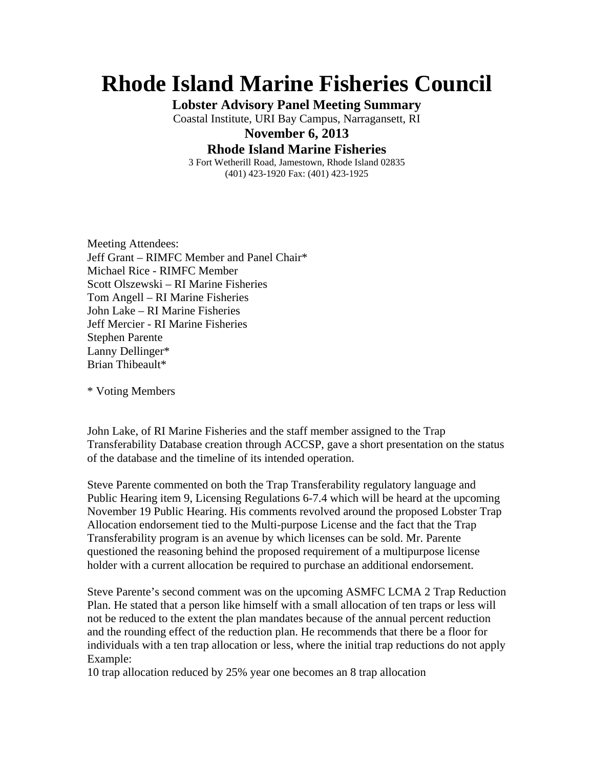# Rhode Island Marine Fisheries Council

**Lobster Advisory Panel Meeting Summary**

Coastal Institute, URI Bay Campus, Narragansett, RI

**November 6, 2013**

**Rhode Island Marine Fisheries**

3 Fort Wetherill Road, Jamestown, Rhode Island 02835
(401) 423-1920 Fax: (401) 423-1925

Meeting Attendees:
Jeff Grant – RIMFC Member and Panel Chair*
Michael Rice - RIMFC Member
Scott Olszewski – RI Marine Fisheries
Tom Angell – RI Marine Fisheries
John Lake – RI Marine Fisheries
Jeff Mercier - RI Marine Fisheries
Stephen Parente
Lanny Dellinger*
Brian Thibeault*

\* Voting Members

John Lake, of RI Marine Fisheries and the staff member assigned to the Trap Transferability Database creation through ACCSP, gave a short presentation on the status of the database and the timeline of its intended operation.

Steve Parente commented on both the Trap Transferability regulatory language and Public Hearing item 9, Licensing Regulations 6-7.4 which will be heard at the upcoming November 19 Public Hearing. His comments revolved around the proposed Lobster Trap Allocation endorsement tied to the Multi-purpose License and the fact that the Trap Transferability program is an avenue by which licenses can be sold. Mr. Parente questioned the reasoning behind the proposed requirement of a multipurpose license holder with a current allocation be required to purchase an additional endorsement.

Steve Parente's second comment was on the upcoming ASMFC LCMA 2 Trap Reduction Plan. He stated that a person like himself with a small allocation of ten traps or less will not be reduced to the extent the plan mandates because of the annual percent reduction and the rounding effect of the reduction plan. He recommends that there be a floor for individuals with a ten trap allocation or less, where the initial trap reductions do not apply
Example:
10 trap allocation reduced by 25% year one becomes an 8 trap allocation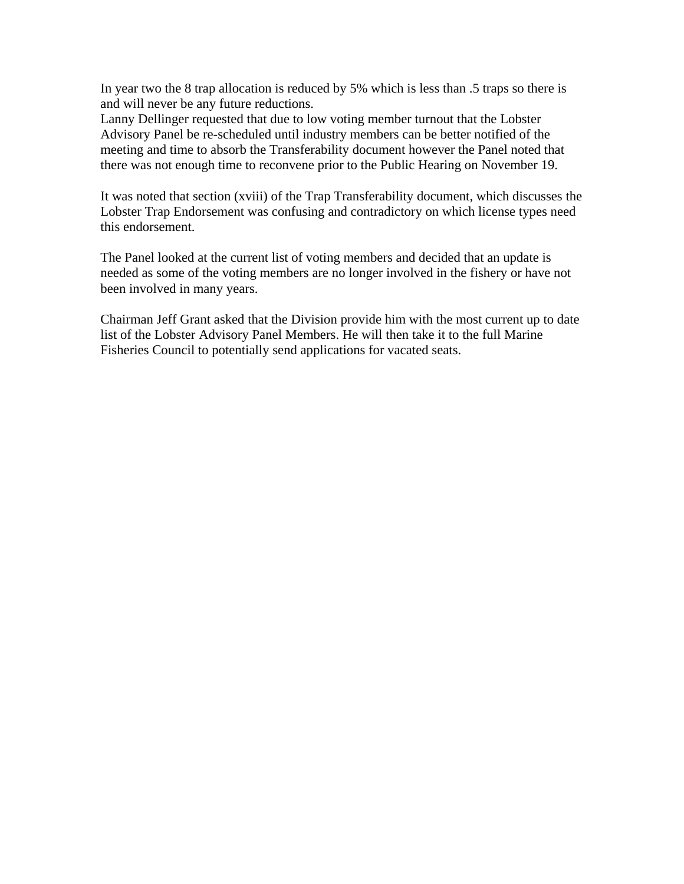In year two the 8 trap allocation is reduced by 5% which is less than .5 traps so there is and will never be any future reductions.
Lanny Dellinger requested that due to low voting member turnout that the Lobster Advisory Panel be re-scheduled until industry members can be better notified of the meeting and time to absorb the Transferability document however the Panel noted that there was not enough time to reconvene prior to the Public Hearing on November 19.

It was noted that section (xviii) of the Trap Transferability document, which discusses the Lobster Trap Endorsement was confusing and contradictory on which license types need this endorsement.

The Panel looked at the current list of voting members and decided that an update is needed as some of the voting members are no longer involved in the fishery or have not been involved in many years.

Chairman Jeff Grant asked that the Division provide him with the most current up to date list of the Lobster Advisory Panel Members. He will then take it to the full Marine Fisheries Council to potentially send applications for vacated seats.